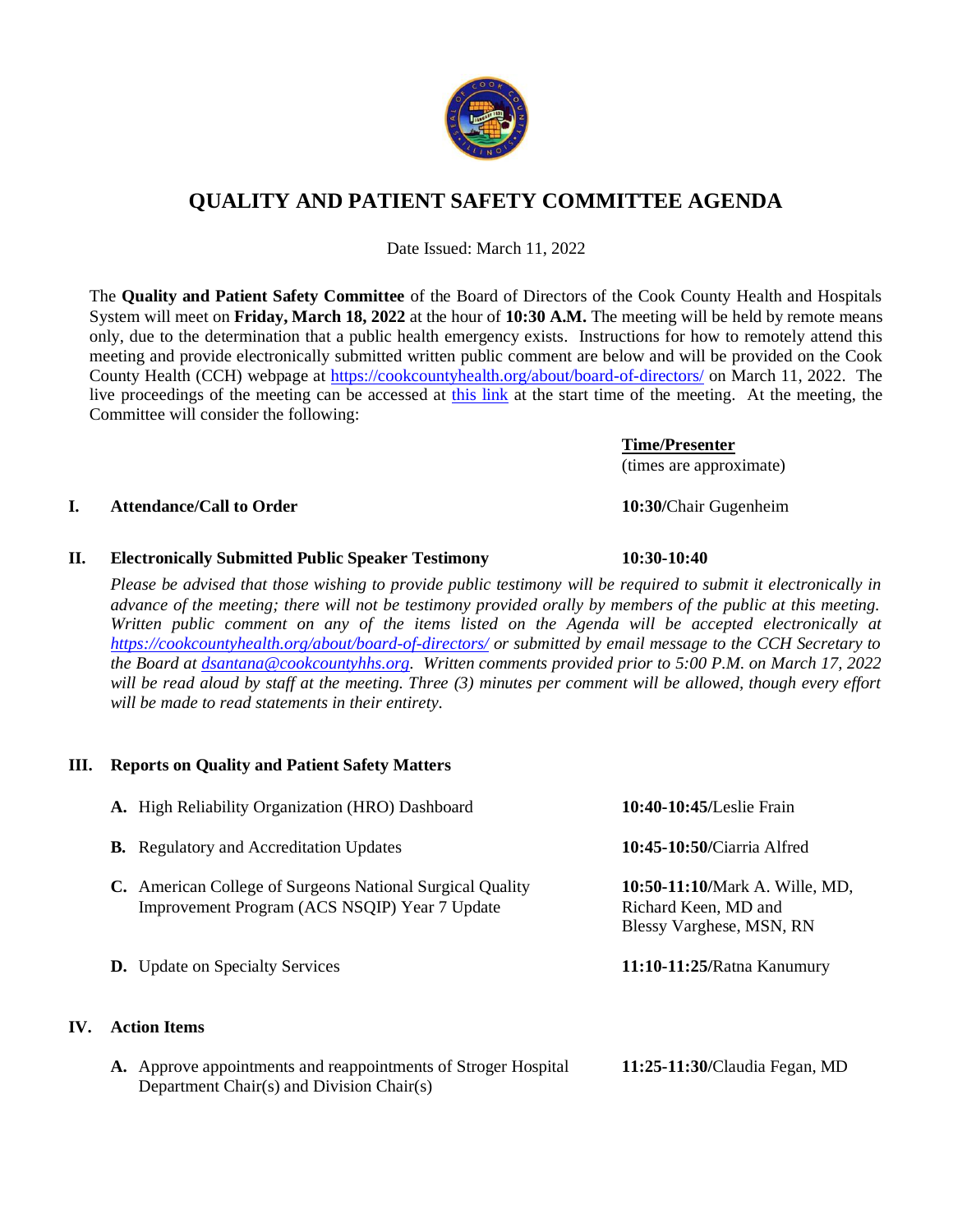# QUALITY AND PATIENT SAFETY COMMITTEE AGENDA

Date Issued: March 11, 2022

The **Quality and Patient Safety Committee** of the Board of Directors of the Cook County Health and Hospitals System will meet on **Friday, March 18, 2022** at the hour of **10:30 A.M.** The meeting will be held by remote means only, due to the determination that a public health emergency exists. Instructions for how to remotely attend this meeting and provide electronically submitted written public comment are below and will be provided on the Cook County Health (CCH) webpage at https://cookcountyhealth.org/about/board-of-directors/ on March 11, 2022. The live proceedings of the meeting can be accessed at this link at the start time of the meeting. At the meeting, the Committee will consider the following:

**Time/Presenter**
(times are approximate)

**I. Attendance/Call to Order** — **10:30**/Chair Gugenheim

**II. Electronically Submitted Public Speaker Testimony** — **10:30-10:40**

*Please be advised that those wishing to provide public testimony will be required to submit it electronically in advance of the meeting; there will not be testimony provided orally by members of the public at this meeting. Written public comment on any of the items listed on the Agenda will be accepted electronically at https://cookcountyhealth.org/about/board-of-directors/ or submitted by email message to the CCH Secretary to the Board at dsantana@cookcountyhhs.org. Written comments provided prior to 5:00 P.M. on March 17, 2022 will be read aloud by staff at the meeting. Three (3) minutes per comment will be allowed, though every effort will be made to read statements in their entirety.*

**III. Reports on Quality and Patient Safety Matters**

**A.** High Reliability Organization (HRO) Dashboard — **10:40-10:45**/Leslie Frain

**B.** Regulatory and Accreditation Updates — **10:45-10:50**/Ciarria Alfred

**C.** American College of Surgeons National Surgical Quality Improvement Program (ACS NSQIP) Year 7 Update — **10:50-11:10**/Mark A. Wille, MD, Richard Keen, MD and Blessy Varghese, MSN, RN

**D.** Update on Specialty Services — **11:10-11:25**/Ratna Kanumury

**IV. Action Items**

**A.** Approve appointments and reappointments of Stroger Hospital Department Chair(s) and Division Chair(s) — **11:25-11:30**/Claudia Fegan, MD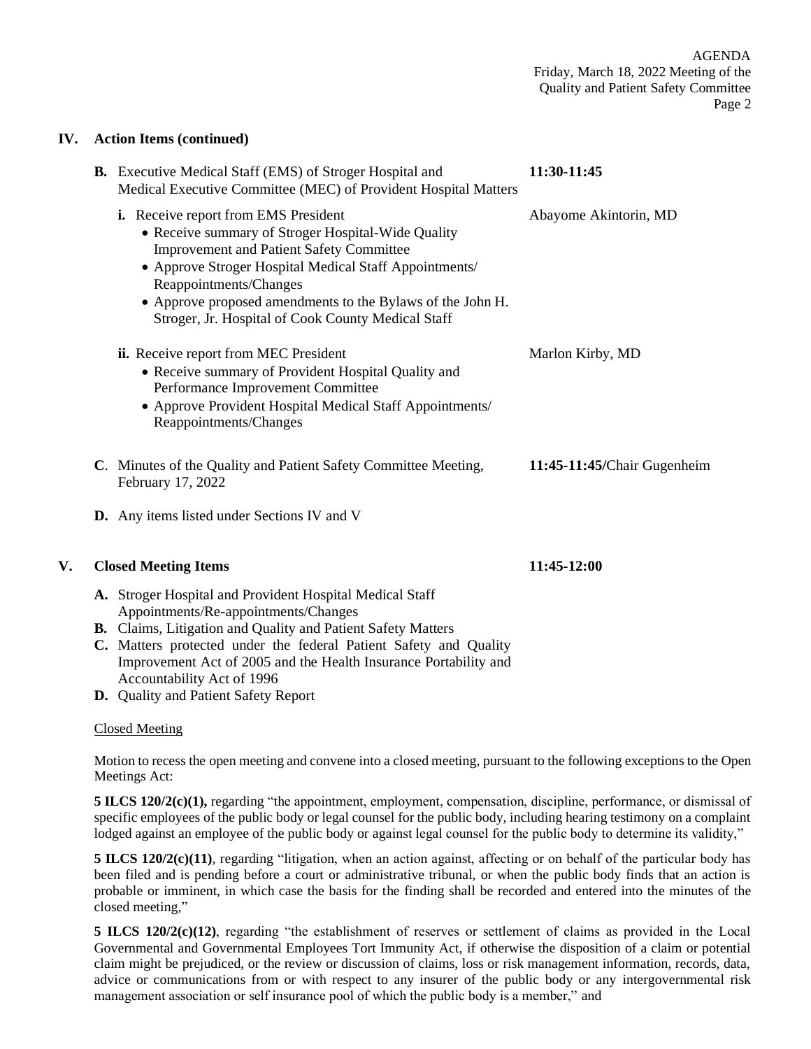## IV. Action Items (continued)

**B.** Executive Medical Staff (EMS) of Stroger Hospital and Medical Executive Committee (MEC) of Provident Hospital Matters — **11:30-11:45**

**i.** Receive report from EMS President — Abayome Akintorin, MD

- Receive summary of Stroger Hospital-Wide Quality Improvement and Patient Safety Committee
- Approve Stroger Hospital Medical Staff Appointments/ Reappointments/Changes
- Approve proposed amendments to the Bylaws of the John H. Stroger, Jr. Hospital of Cook County Medical Staff

**ii.** Receive report from MEC President — Marlon Kirby, MD

- Receive summary of Provident Hospital Quality and Performance Improvement Committee
- Approve Provident Hospital Medical Staff Appointments/ Reappointments/Changes

**C**. Minutes of the Quality and Patient Safety Committee Meeting, February 17, 2022 — **11:45-11:45/**Chair Gugenheim

**D.** Any items listed under Sections IV and V

## V. Closed Meeting Items — 11:45-12:00

**A.** Stroger Hospital and Provident Hospital Medical Staff Appointments/Re-appointments/Changes
**B.** Claims, Litigation and Quality and Patient Safety Matters
**C.** Matters protected under the federal Patient Safety and Quality Improvement Act of 2005 and the Health Insurance Portability and Accountability Act of 1996
**D.** Quality and Patient Safety Report

Closed Meeting

Motion to recess the open meeting and convene into a closed meeting, pursuant to the following exceptions to the Open Meetings Act:

**5 ILCS 120/2(c)(1),** regarding "the appointment, employment, compensation, discipline, performance, or dismissal of specific employees of the public body or legal counsel for the public body, including hearing testimony on a complaint lodged against an employee of the public body or against legal counsel for the public body to determine its validity,"

**5 ILCS 120/2(c)(11)**, regarding "litigation, when an action against, affecting or on behalf of the particular body has been filed and is pending before a court or administrative tribunal, or when the public body finds that an action is probable or imminent, in which case the basis for the finding shall be recorded and entered into the minutes of the closed meeting,"

**5 ILCS 120/2(c)(12)**, regarding "the establishment of reserves or settlement of claims as provided in the Local Governmental and Governmental Employees Tort Immunity Act, if otherwise the disposition of a claim or potential claim might be prejudiced, or the review or discussion of claims, loss or risk management information, records, data, advice or communications from or with respect to any insurer of the public body or any intergovernmental risk management association or self insurance pool of which the public body is a member," and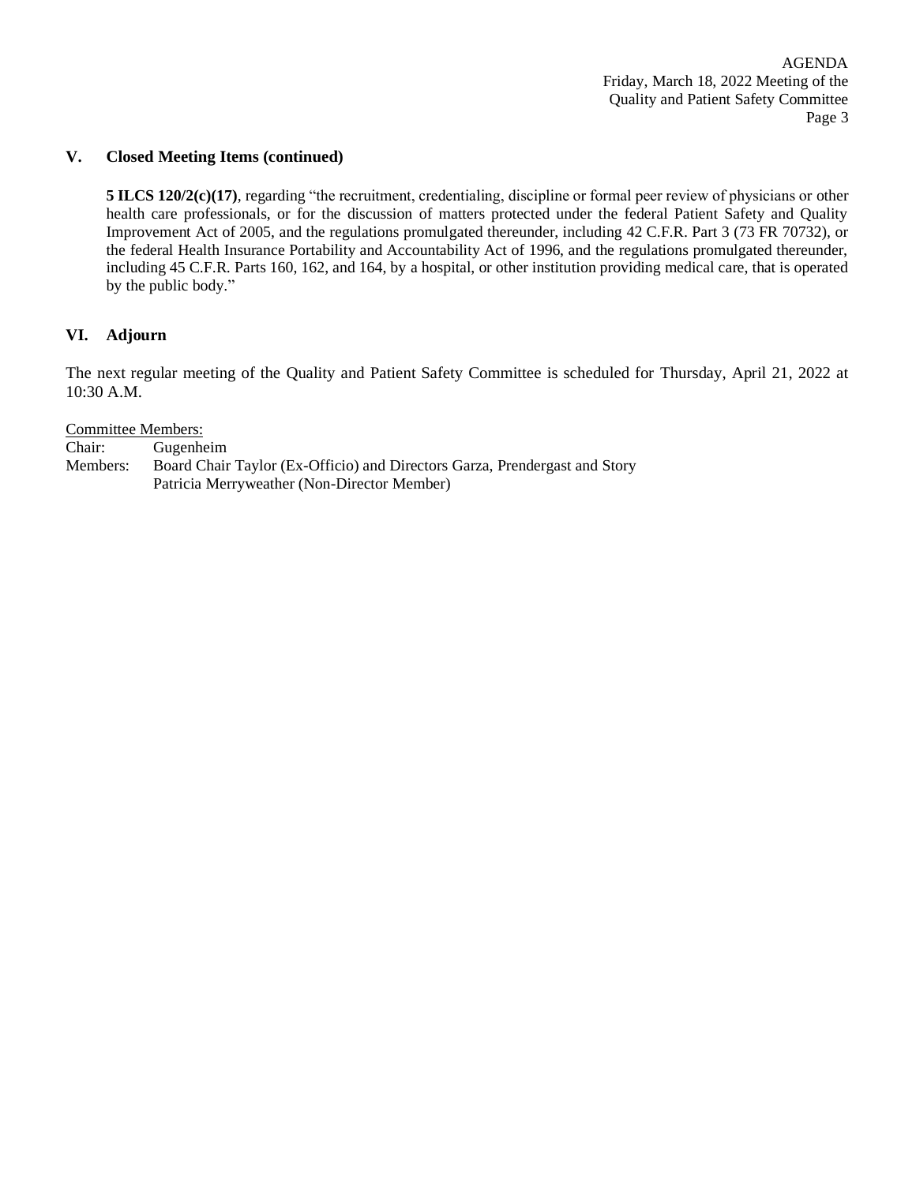## V. Closed Meeting Items (continued)

**5 ILCS 120/2(c)(17)**, regarding "the recruitment, credentialing, discipline or formal peer review of physicians or other health care professionals, or for the discussion of matters protected under the federal Patient Safety and Quality Improvement Act of 2005, and the regulations promulgated thereunder, including 42 C.F.R. Part 3 (73 FR 70732), or the federal Health Insurance Portability and Accountability Act of 1996, and the regulations promulgated thereunder, including 45 C.F.R. Parts 160, 162, and 164, by a hospital, or other institution providing medical care, that is operated by the public body."

## VI. Adjourn

The next regular meeting of the Quality and Patient Safety Committee is scheduled for Thursday, April 21, 2022 at 10:30 A.M.

Committee Members:

Chair: Gugenheim

Members: Board Chair Taylor (Ex-Officio) and Directors Garza, Prendergast and Story
Patricia Merryweather (Non-Director Member)